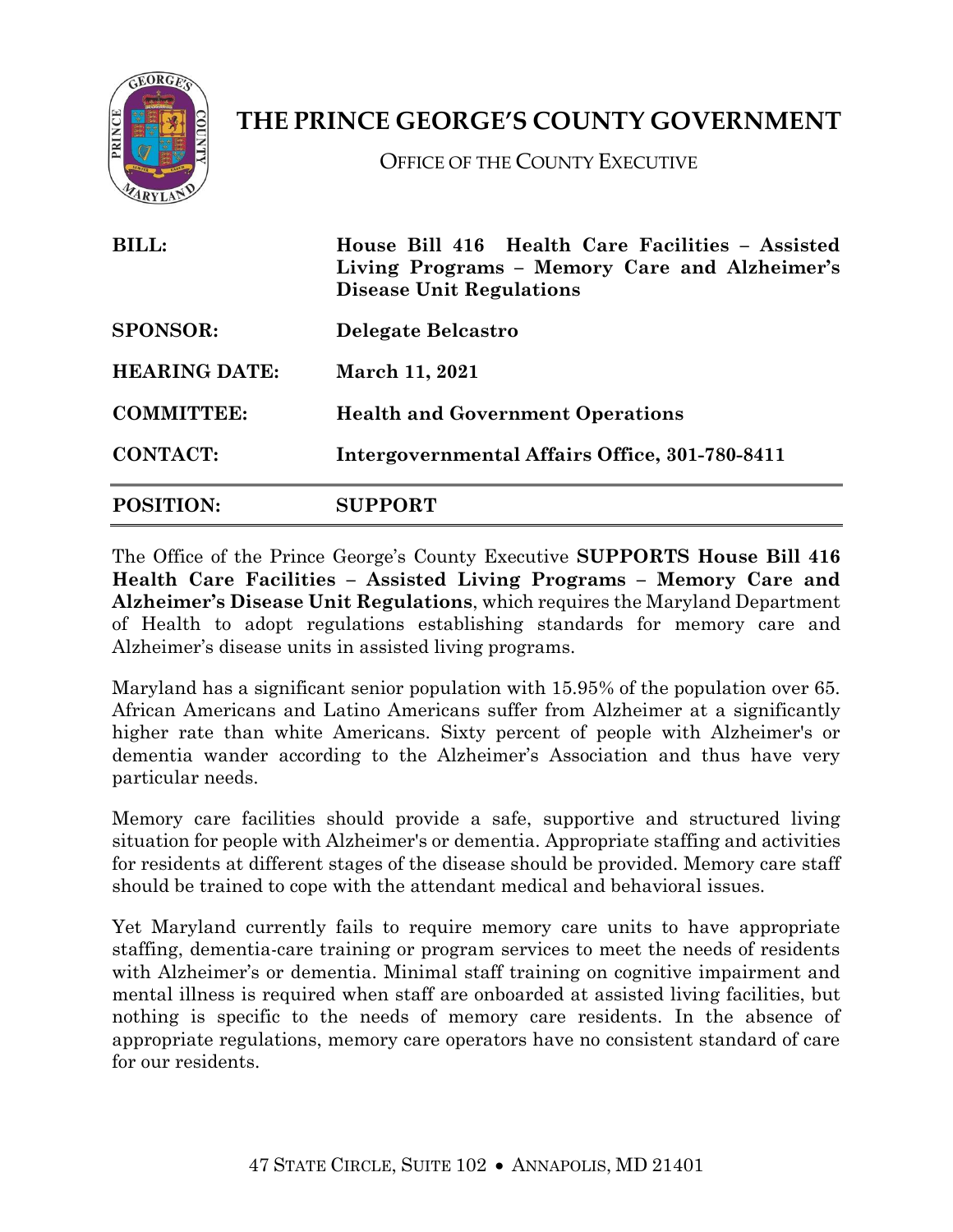# THE PRINCE GEORGE'S COUNTY GOVERNMENT

OFFICE OF THE COUNTY EXECUTIVE

| | |
|---|---|
| **BILL:** | **House Bill 416 Health Care Facilities – Assisted Living Programs – Memory Care and Alzheimer's Disease Unit Regulations** |
| **SPONSOR:** | **Delegate Belcastro** |
| **HEARING DATE:** | **March 11, 2021** |
| **COMMITTEE:** | **Health and Government Operations** |
| **CONTACT:** | **Intergovernmental Affairs Office, 301-780-8411** |
| **POSITION:** | **SUPPORT** |

The Office of the Prince George's County Executive **SUPPORTS House Bill 416 Health Care Facilities – Assisted Living Programs – Memory Care and Alzheimer's Disease Unit Regulations**, which requires the Maryland Department of Health to adopt regulations establishing standards for memory care and Alzheimer's disease units in assisted living programs.

Maryland has a significant senior population with 15.95% of the population over 65. African Americans and Latino Americans suffer from Alzheimer at a significantly higher rate than white Americans. Sixty percent of people with Alzheimer's or dementia wander according to the Alzheimer's Association and thus have very particular needs.

Memory care facilities should provide a safe, supportive and structured living situation for people with Alzheimer's or dementia. Appropriate staffing and activities for residents at different stages of the disease should be provided. Memory care staff should be trained to cope with the attendant medical and behavioral issues.

Yet Maryland currently fails to require memory care units to have appropriate staffing, dementia-care training or program services to meet the needs of residents with Alzheimer's or dementia. Minimal staff training on cognitive impairment and mental illness is required when staff are onboarded at assisted living facilities, but nothing is specific to the needs of memory care residents. In the absence of appropriate regulations, memory care operators have no consistent standard of care for our residents.

47 STATE CIRCLE, SUITE 102 • ANNAPOLIS, MD 21401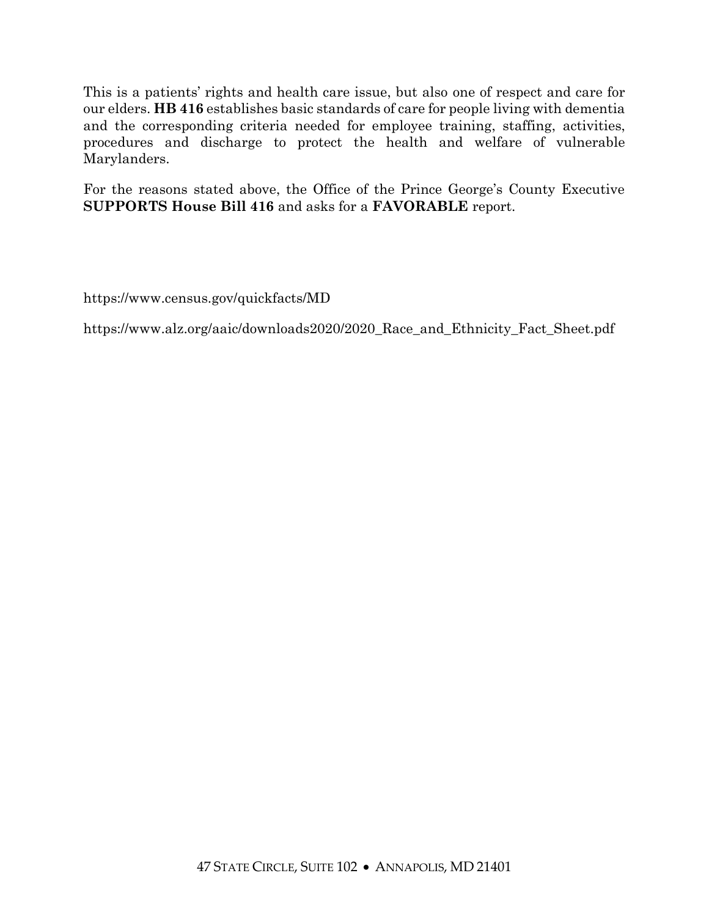This is a patients' rights and health care issue, but also one of respect and care for our elders. **HB 416** establishes basic standards of care for people living with dementia and the corresponding criteria needed for employee training, staffing, activities, procedures and discharge to protect the health and welfare of vulnerable Marylanders.

For the reasons stated above, the Office of the Prince George's County Executive **SUPPORTS House Bill 416** and asks for a **FAVORABLE** report.

https://www.census.gov/quickfacts/MD

https://www.alz.org/aaic/downloads2020/2020_Race_and_Ethnicity_Fact_Sheet.pdf